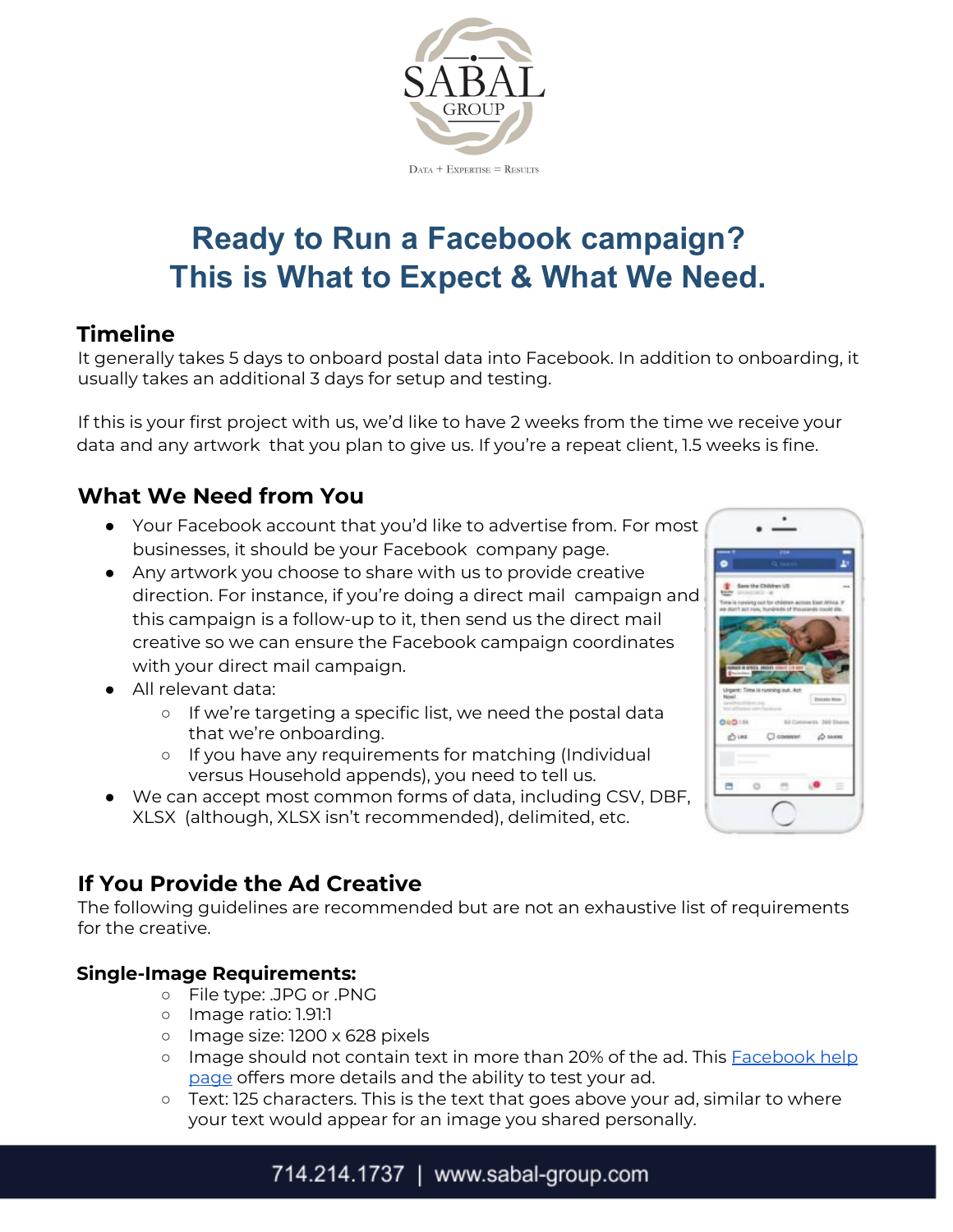# Ready to Run a Facebook campaign? This is What to Expect & What We Need.

## Timeline

It generally takes 5 days to onboard postal data into Facebook. In addition to onboarding, it usually takes an additional 3 days for setup and testing.

If this is your first project with us, we'd like to have 2 weeks from the time we receive your data and any artwork that you plan to give us. If you're a repeat client, 1.5 weeks is fine.

## What We Need from You

- Your Facebook account that you'd like to advertise from. For most businesses, it should be your Facebook company page.
- Any artwork you choose to share with us to provide creative direction. For instance, if you're doing a direct mail campaign and this campaign is a follow-up to it, then send us the direct mail creative so we can ensure the Facebook campaign coordinates with your direct mail campaign.
- All relevant data:
  - If we're targeting a specific list, we need the postal data that we're onboarding.
  - If you have any requirements for matching (Individual versus Household appends), you need to tell us.
- We can accept most common forms of data, including CSV, DBF, XLSX (although, XLSX isn't recommended), delimited, etc.

## If You Provide the Ad Creative

The following guidelines are recommended but are not an exhaustive list of requirements for the creative.

### Single-Image Requirements:

- File type: .JPG or .PNG
- Image ratio: 1.91:1
- Image size: 1200 x 628 pixels
- Image should not contain text in more than 20% of the ad. This Facebook help page offers more details and the ability to test your ad.
- Text: 125 characters. This is the text that goes above your ad, similar to where your text would appear for an image you shared personally.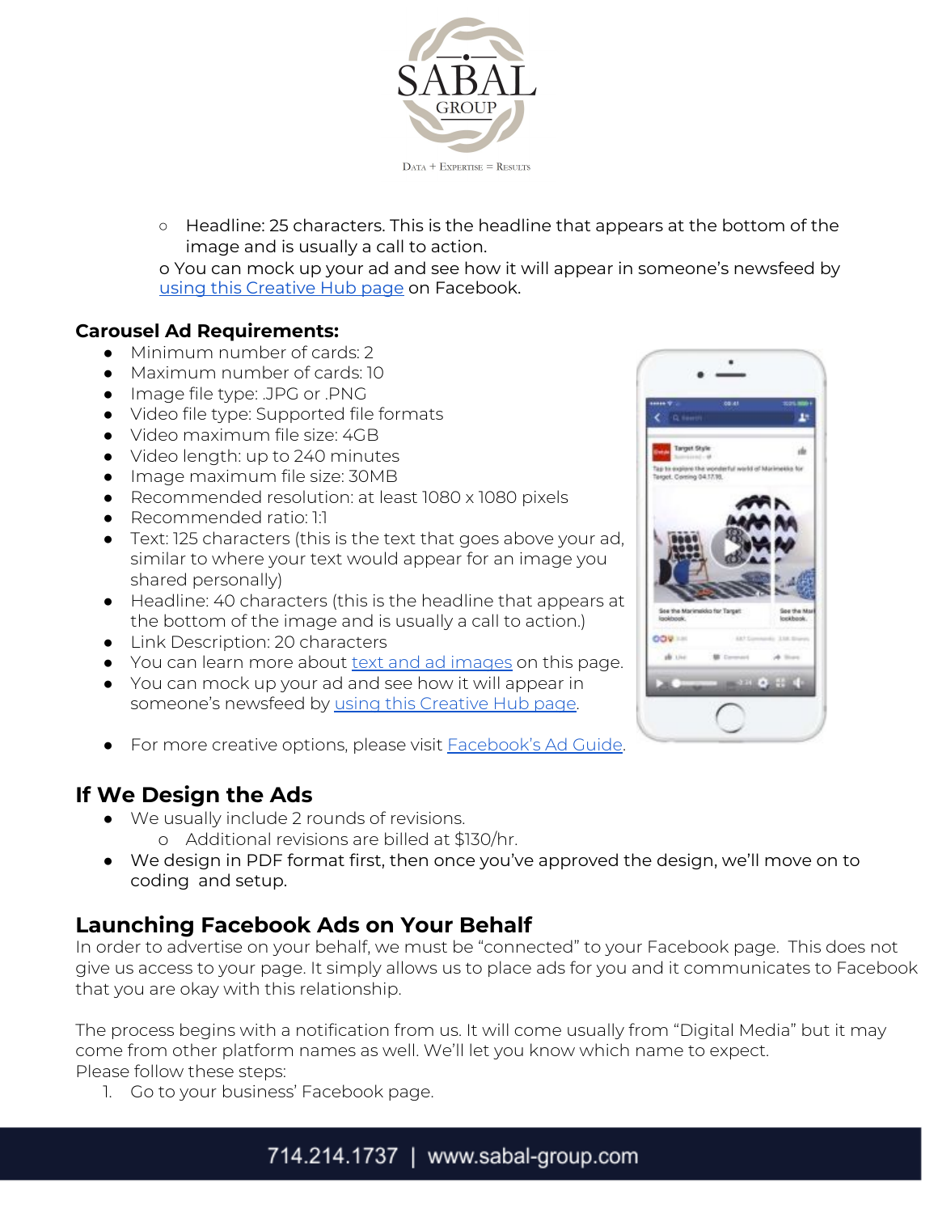- Headline: 25 characters. This is the headline that appears at the bottom of the image and is usually a call to action.
- You can mock up your ad and see how it will appear in someone's newsfeed by using this Creative Hub page on Facebook.

**Carousel Ad Requirements:**

- Minimum number of cards: 2
- Maximum number of cards: 10
- Image file type: .JPG or .PNG
- Video file type: Supported file formats
- Video maximum file size: 4GB
- Video length: up to 240 minutes
- Image maximum file size: 30MB
- Recommended resolution: at least 1080 x 1080 pixels
- Recommended ratio: 1:1
- Text: 125 characters (this is the text that goes above your ad, similar to where your text would appear for an image you shared personally)
- Headline: 40 characters (this is the headline that appears at the bottom of the image and is usually a call to action.)
- Link Description: 20 characters
- You can learn more about text and ad images on this page.
- You can mock up your ad and see how it will appear in someone's newsfeed by using this Creative Hub page.
- For more creative options, please visit Facebook's Ad Guide.

## If We Design the Ads

- We usually include 2 rounds of revisions.
  - Additional revisions are billed at $130/hr.
- We design in PDF format first, then once you've approved the design, we'll move on to coding and setup.

## Launching Facebook Ads on Your Behalf

In order to advertise on your behalf, we must be "connected" to your Facebook page. This does not give us access to your page. It simply allows us to place ads for you and it communicates to Facebook that you are okay with this relationship.

The process begins with a notification from us. It will come usually from "Digital Media" but it may come from other platform names as well. We'll let you know which name to expect.
Please follow these steps:

1. Go to your business' Facebook page.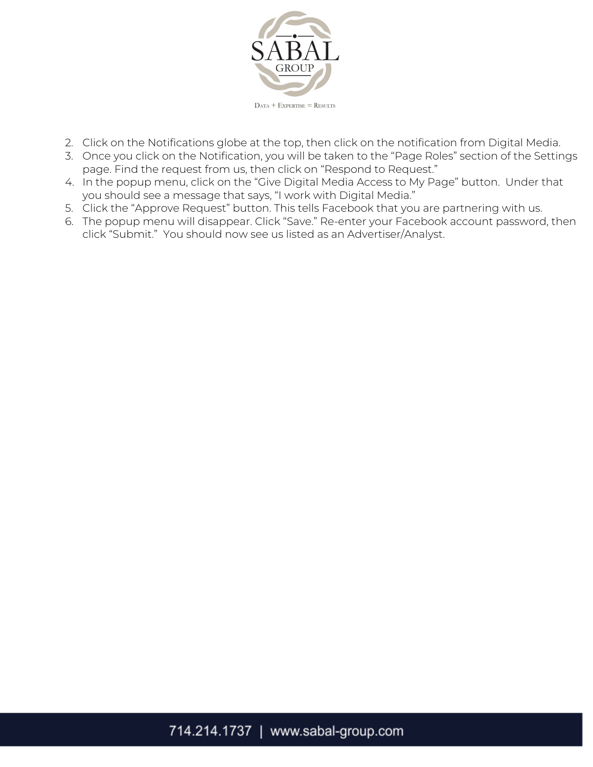2. Click on the Notifications globe at the top, then click on the notification from Digital Media.
3. Once you click on the Notification, you will be taken to the “Page Roles” section of the Settings page. Find the request from us, then click on “Respond to Request.”
4. In the popup menu, click on the “Give Digital Media Access to My Page” button. Under that you should see a message that says, “I work with Digital Media.”
5. Click the “Approve Request” button. This tells Facebook that you are partnering with us.
6. The popup menu will disappear. Click “Save.” Re-enter your Facebook account password, then click “Submit.” You should now see us listed as an Advertiser/Analyst.